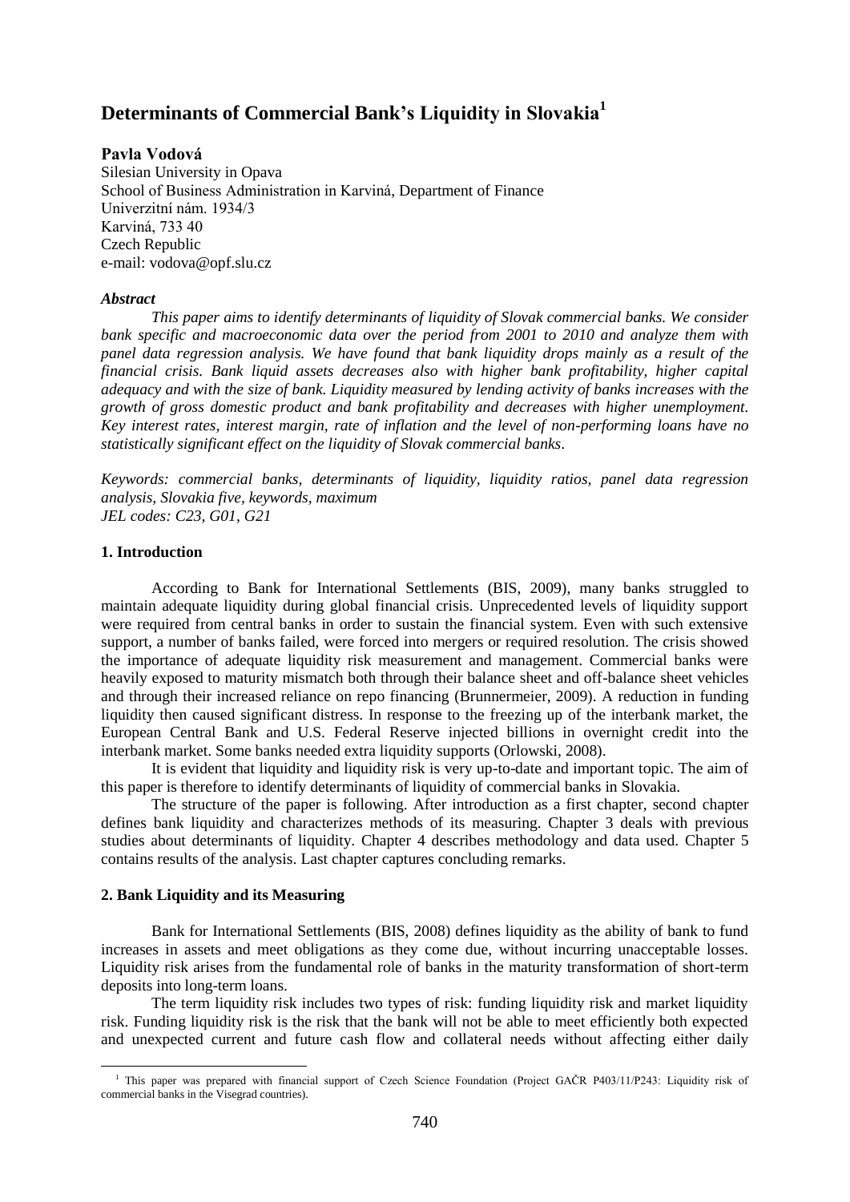# Determinants of Commercial Bank's Liquidity in Slovakia[1]

**Pavla Vodová**

Silesian University in Opava
School of Business Administration in Karviná, Department of Finance
Univerzitní nám. 1934/3
Karviná, 733 40
Czech Republic
e-mail: vodova@opf.slu.cz

***Abstract***

*This paper aims to identify determinants of liquidity of Slovak commercial banks. We consider bank specific and macroeconomic data over the period from 2001 to 2010 and analyze them with panel data regression analysis. We have found that bank liquidity drops mainly as a result of the financial crisis. Bank liquid assets decreases also with higher bank profitability, higher capital adequacy and with the size of bank. Liquidity measured by lending activity of banks increases with the growth of gross domestic product and bank profitability and decreases with higher unemployment. Key interest rates, interest margin, rate of inflation and the level of non-performing loans have no statistically significant effect on the liquidity of Slovak commercial banks.*

*Keywords: commercial banks, determinants of liquidity, liquidity ratios, panel data regression analysis, Slovakia five, keywords, maximum*
*JEL codes: C23, G01, G21*

## 1. Introduction

According to Bank for International Settlements (BIS, 2009), many banks struggled to maintain adequate liquidity during global financial crisis. Unprecedented levels of liquidity support were required from central banks in order to sustain the financial system. Even with such extensive support, a number of banks failed, were forced into mergers or required resolution. The crisis showed the importance of adequate liquidity risk measurement and management. Commercial banks were heavily exposed to maturity mismatch both through their balance sheet and off-balance sheet vehicles and through their increased reliance on repo financing (Brunnermeier, 2009). A reduction in funding liquidity then caused significant distress. In response to the freezing up of the interbank market, the European Central Bank and U.S. Federal Reserve injected billions in overnight credit into the interbank market. Some banks needed extra liquidity supports (Orlowski, 2008).

It is evident that liquidity and liquidity risk is very up-to-date and important topic. The aim of this paper is therefore to identify determinants of liquidity of commercial banks in Slovakia.

The structure of the paper is following. After introduction as a first chapter, second chapter defines bank liquidity and characterizes methods of its measuring. Chapter 3 deals with previous studies about determinants of liquidity. Chapter 4 describes methodology and data used. Chapter 5 contains results of the analysis. Last chapter captures concluding remarks.

## 2. Bank Liquidity and its Measuring

Bank for International Settlements (BIS, 2008) defines liquidity as the ability of bank to fund increases in assets and meet obligations as they come due, without incurring unacceptable losses. Liquidity risk arises from the fundamental role of banks in the maturity transformation of short-term deposits into long-term loans.

The term liquidity risk includes two types of risk: funding liquidity risk and market liquidity risk. Funding liquidity risk is the risk that the bank will not be able to meet efficiently both expected and unexpected current and future cash flow and collateral needs without affecting either daily

[1] This paper was prepared with financial support of Czech Science Foundation (Project GAČR P403/11/P243: Liquidity risk of commercial banks in the Visegrad countries).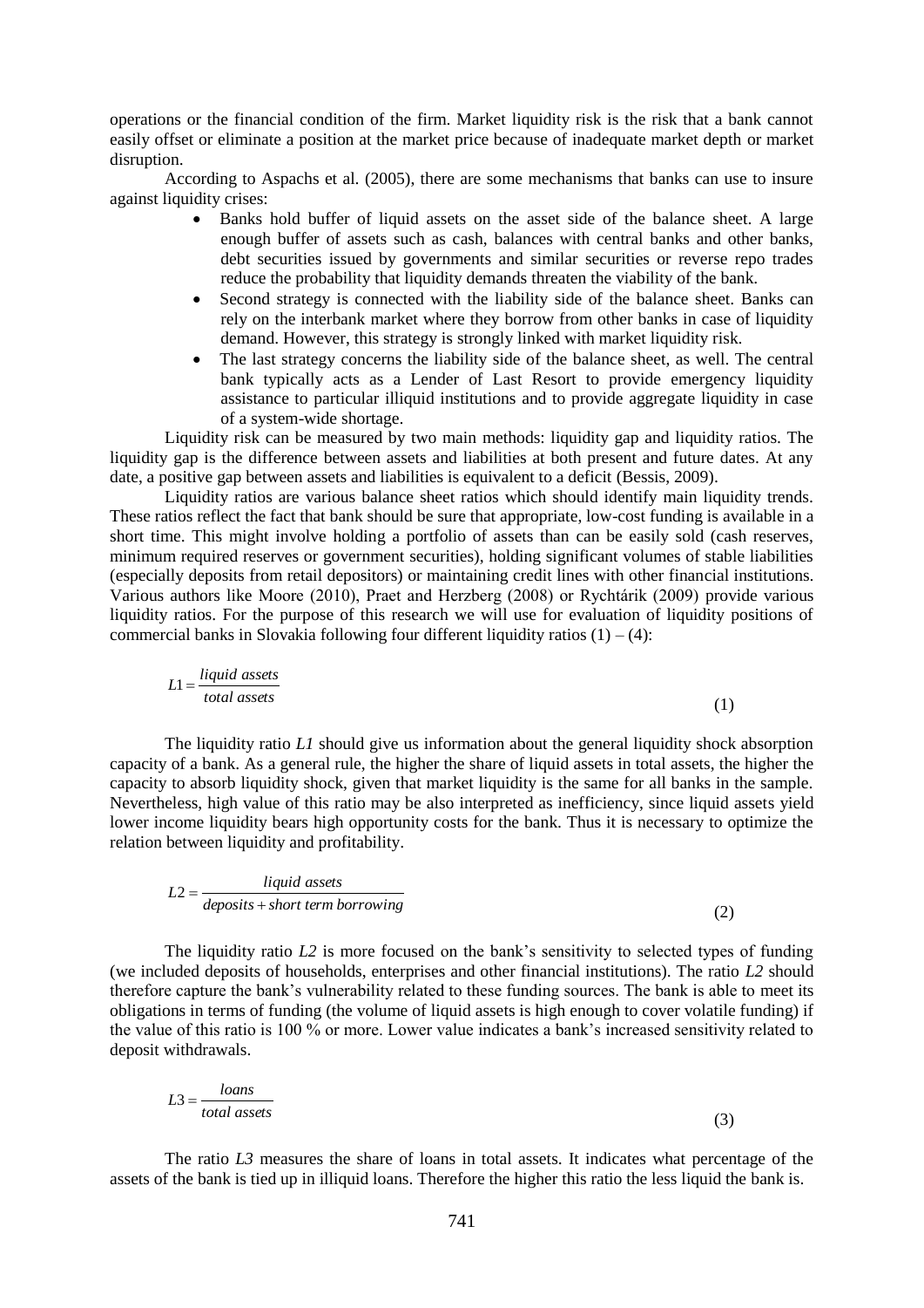operations or the financial condition of the firm. Market liquidity risk is the risk that a bank cannot easily offset or eliminate a position at the market price because of inadequate market depth or market disruption.

According to Aspachs et al. (2005), there are some mechanisms that banks can use to insure against liquidity crises:

- Banks hold buffer of liquid assets on the asset side of the balance sheet. A large enough buffer of assets such as cash, balances with central banks and other banks, debt securities issued by governments and similar securities or reverse repo trades reduce the probability that liquidity demands threaten the viability of the bank.
- Second strategy is connected with the liability side of the balance sheet. Banks can rely on the interbank market where they borrow from other banks in case of liquidity demand. However, this strategy is strongly linked with market liquidity risk.
- The last strategy concerns the liability side of the balance sheet, as well. The central bank typically acts as a Lender of Last Resort to provide emergency liquidity assistance to particular illiquid institutions and to provide aggregate liquidity in case of a system-wide shortage.

Liquidity risk can be measured by two main methods: liquidity gap and liquidity ratios. The liquidity gap is the difference between assets and liabilities at both present and future dates. At any date, a positive gap between assets and liabilities is equivalent to a deficit (Bessis, 2009).

Liquidity ratios are various balance sheet ratios which should identify main liquidity trends. These ratios reflect the fact that bank should be sure that appropriate, low-cost funding is available in a short time. This might involve holding a portfolio of assets than can be easily sold (cash reserves, minimum required reserves or government securities), holding significant volumes of stable liabilities (especially deposits from retail depositors) or maintaining credit lines with other financial institutions. Various authors like Moore (2010), Praet and Herzberg (2008) or Rychtárik (2009) provide various liquidity ratios. For the purpose of this research we will use for evaluation of liquidity positions of commercial banks in Slovakia following four different liquidity ratios (1) – (4):

$$L1 = \frac{liquid\ assets}{total\ assets} \tag{1}$$

The liquidity ratio *L1* should give us information about the general liquidity shock absorption capacity of a bank. As a general rule, the higher the share of liquid assets in total assets, the higher the capacity to absorb liquidity shock, given that market liquidity is the same for all banks in the sample. Nevertheless, high value of this ratio may be also interpreted as inefficiency, since liquid assets yield lower income liquidity bears high opportunity costs for the bank. Thus it is necessary to optimize the relation between liquidity and profitability.

$$L2 = \frac{liquid\ assets}{deposits + short\ term\ borrowing} \tag{2}$$

The liquidity ratio *L2* is more focused on the bank's sensitivity to selected types of funding (we included deposits of households, enterprises and other financial institutions). The ratio *L2* should therefore capture the bank's vulnerability related to these funding sources. The bank is able to meet its obligations in terms of funding (the volume of liquid assets is high enough to cover volatile funding) if the value of this ratio is 100 % or more. Lower value indicates a bank's increased sensitivity related to deposit withdrawals.

$$L3 = \frac{loans}{total\ assets} \tag{3}$$

The ratio *L3* measures the share of loans in total assets. It indicates what percentage of the assets of the bank is tied up in illiquid loans. Therefore the higher this ratio the less liquid the bank is.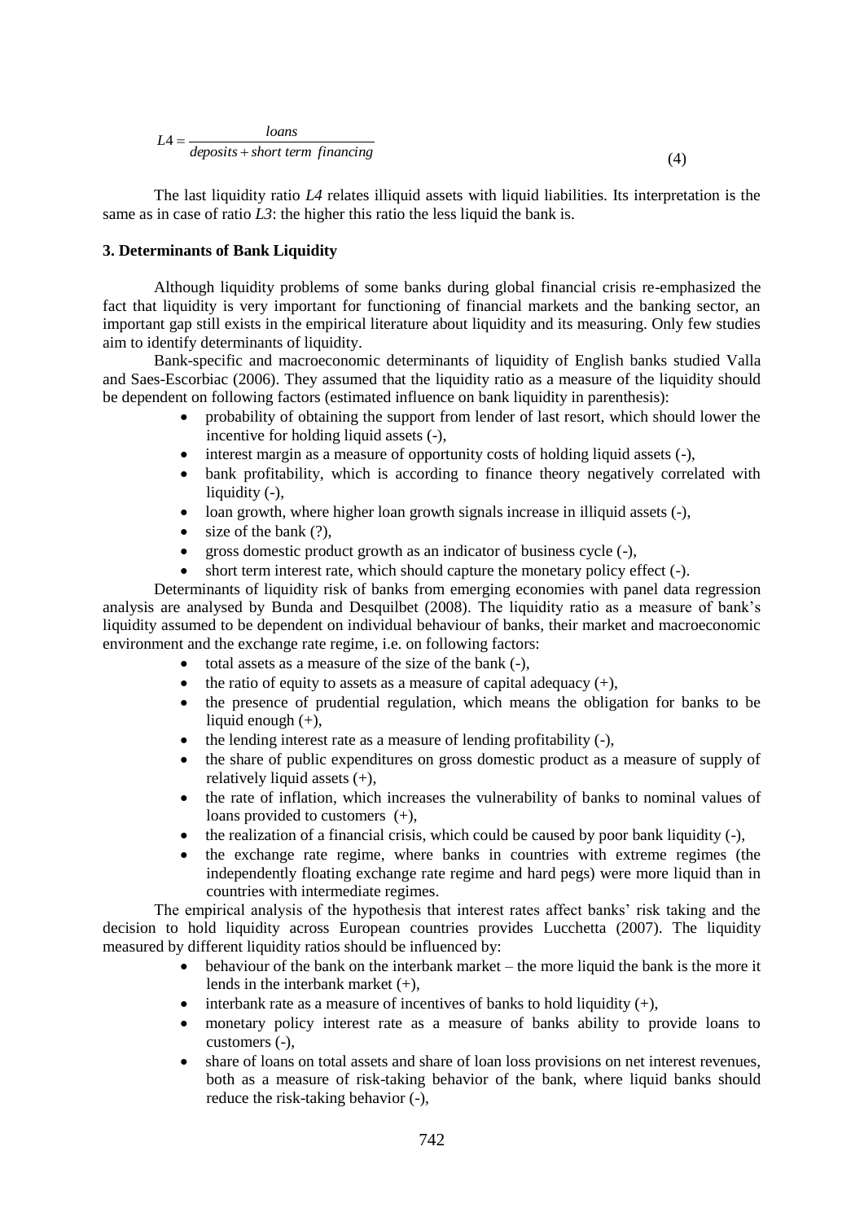$$L4 = \frac{loans}{deposits + short\ term\ financing} \tag{4}$$

The last liquidity ratio *L4* relates illiquid assets with liquid liabilities. Its interpretation is the same as in case of ratio *L3*: the higher this ratio the less liquid the bank is.

### 3. Determinants of Bank Liquidity

Although liquidity problems of some banks during global financial crisis re-emphasized the fact that liquidity is very important for functioning of financial markets and the banking sector, an important gap still exists in the empirical literature about liquidity and its measuring. Only few studies aim to identify determinants of liquidity.

Bank-specific and macroeconomic determinants of liquidity of English banks studied Valla and Saes-Escorbiac (2006). They assumed that the liquidity ratio as a measure of the liquidity should be dependent on following factors (estimated influence on bank liquidity in parenthesis):

- probability of obtaining the support from lender of last resort, which should lower the incentive for holding liquid assets (-),
- interest margin as a measure of opportunity costs of holding liquid assets (-),
- bank profitability, which is according to finance theory negatively correlated with liquidity (-),
- loan growth, where higher loan growth signals increase in illiquid assets (-),
- size of the bank (?),
- gross domestic product growth as an indicator of business cycle (-),
- short term interest rate, which should capture the monetary policy effect (-).

Determinants of liquidity risk of banks from emerging economies with panel data regression analysis are analysed by Bunda and Desquilbet (2008). The liquidity ratio as a measure of bank's liquidity assumed to be dependent on individual behaviour of banks, their market and macroeconomic environment and the exchange rate regime, i.e. on following factors:

- total assets as a measure of the size of the bank (-),
- the ratio of equity to assets as a measure of capital adequacy (+),
- the presence of prudential regulation, which means the obligation for banks to be liquid enough (+),
- the lending interest rate as a measure of lending profitability (-),
- the share of public expenditures on gross domestic product as a measure of supply of relatively liquid assets (+),
- the rate of inflation, which increases the vulnerability of banks to nominal values of loans provided to customers (+),
- the realization of a financial crisis, which could be caused by poor bank liquidity (-),
- the exchange rate regime, where banks in countries with extreme regimes (the independently floating exchange rate regime and hard pegs) were more liquid than in countries with intermediate regimes.

The empirical analysis of the hypothesis that interest rates affect banks' risk taking and the decision to hold liquidity across European countries provides Lucchetta (2007). The liquidity measured by different liquidity ratios should be influenced by:

- behaviour of the bank on the interbank market – the more liquid the bank is the more it lends in the interbank market (+),
- interbank rate as a measure of incentives of banks to hold liquidity (+),
- monetary policy interest rate as a measure of banks ability to provide loans to customers (-),
- share of loans on total assets and share of loan loss provisions on net interest revenues, both as a measure of risk-taking behavior of the bank, where liquid banks should reduce the risk-taking behavior (-),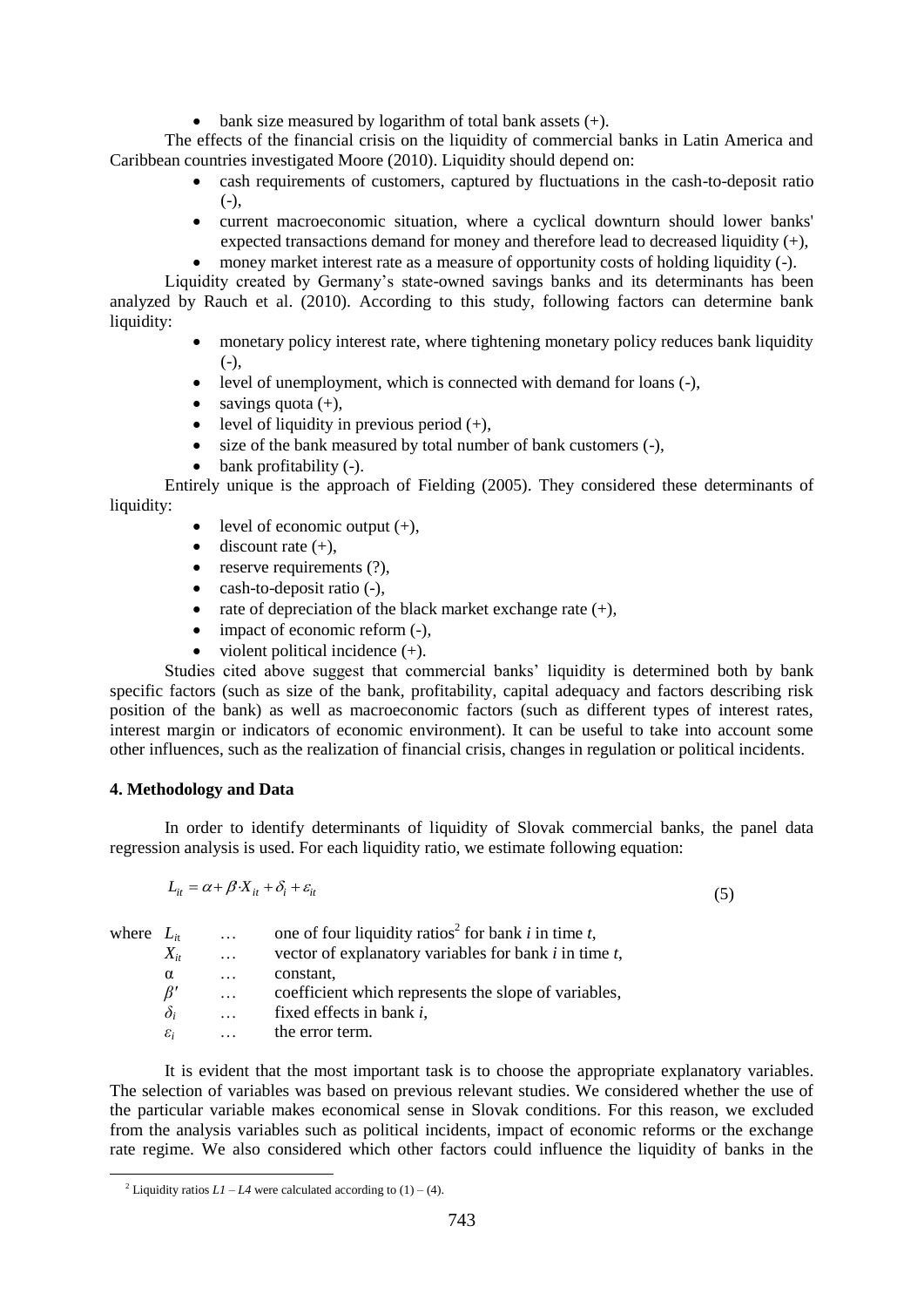- bank size measured by logarithm of total bank assets (+).

The effects of the financial crisis on the liquidity of commercial banks in Latin America and Caribbean countries investigated Moore (2010). Liquidity should depend on:

- cash requirements of customers, captured by fluctuations in the cash-to-deposit ratio (-),
- current macroeconomic situation, where a cyclical downturn should lower banks' expected transactions demand for money and therefore lead to decreased liquidity (+),
- money market interest rate as a measure of opportunity costs of holding liquidity (-).

Liquidity created by Germany's state-owned savings banks and its determinants has been analyzed by Rauch et al. (2010). According to this study, following factors can determine bank liquidity:

- monetary policy interest rate, where tightening monetary policy reduces bank liquidity (-),
- level of unemployment, which is connected with demand for loans (-),
- savings quota (+),
- level of liquidity in previous period (+),
- size of the bank measured by total number of bank customers (-),
- bank profitability (-).

Entirely unique is the approach of Fielding (2005). They considered these determinants of liquidity:

- level of economic output (+),
- discount rate (+),
- reserve requirements (?),
- cash-to-deposit ratio (-),
- rate of depreciation of the black market exchange rate (+),
- impact of economic reform (-),
- violent political incidence (+).

Studies cited above suggest that commercial banks' liquidity is determined both by bank specific factors (such as size of the bank, profitability, capital adequacy and factors describing risk position of the bank) as well as macroeconomic factors (such as different types of interest rates, interest margin or indicators of economic environment). It can be useful to take into account some other influences, such as the realization of financial crisis, changes in regulation or political incidents.

## 4. Methodology and Data

In order to identify determinants of liquidity of Slovak commercial banks, the panel data regression analysis is used. For each liquidity ratio, we estimate following equation:

$$L_{it} = \alpha + \beta' X_{it} + \delta_i + \varepsilon_{it} \tag{5}$$

where
- $L_{it}$ … one of four liquidity ratios[2] for bank $i$ in time $t$,
- $X_{it}$ … vector of explanatory variables for bank $i$ in time $t$,
- $\alpha$ … constant,
- $\beta'$ … coefficient which represents the slope of variables,
- $\delta_i$ … fixed effects in bank $i$,
- $\varepsilon_i$ … the error term.

It is evident that the most important task is to choose the appropriate explanatory variables. The selection of variables was based on previous relevant studies. We considered whether the use of the particular variable makes economical sense in Slovak conditions. For this reason, we excluded from the analysis variables such as political incidents, impact of economic reforms or the exchange rate regime. We also considered which other factors could influence the liquidity of banks in the

[2] Liquidity ratios $L1 – L4$ were calculated according to (1) – (4).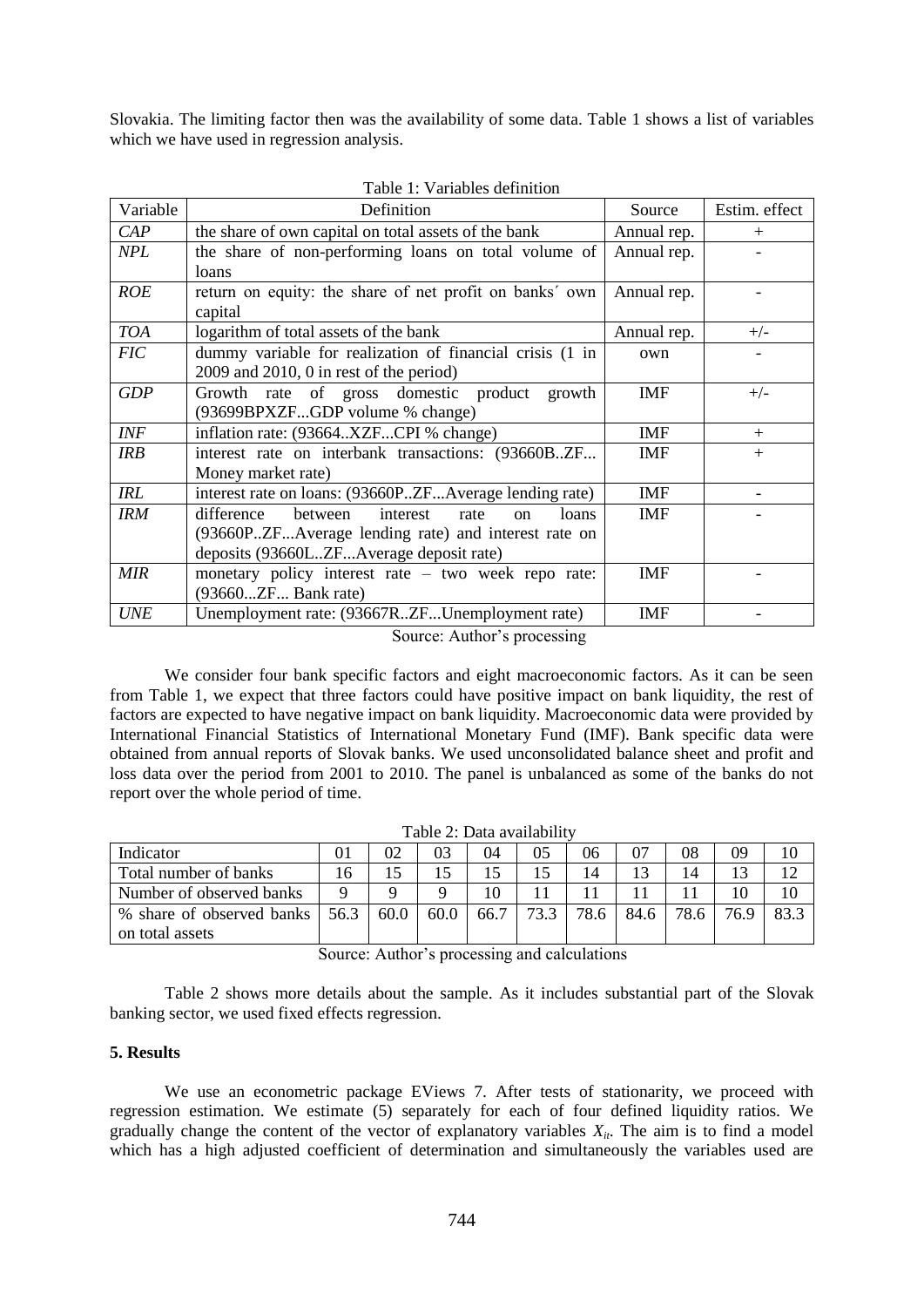Slovakia. The limiting factor then was the availability of some data. Table 1 shows a list of variables which we have used in regression analysis.

Table 1: Variables definition

| Variable | Definition | Source | Estim. effect |
|---|---|---|---|
| *CAP* | the share of own capital on total assets of the bank | Annual rep. | + |
| *NPL* | the share of non-performing loans on total volume of loans | Annual rep. | - |
| *ROE* | return on equity: the share of net profit on banks´ own capital | Annual rep. | - |
| *TOA* | logarithm of total assets of the bank | Annual rep. | +/- |
| *FIC* | dummy variable for realization of financial crisis (1 in 2009 and 2010, 0 in rest of the period) | own | - |
| *GDP* | Growth rate of gross domestic product growth (93699BPXZF...GDP volume % change) | IMF | +/- |
| *INF* | inflation rate: (93664..XZF...CPI % change) | IMF | + |
| *IRB* | interest rate on interbank transactions: (93660B..ZF... Money market rate) | IMF | + |
| *IRL* | interest rate on loans: (93660P..ZF...Average lending rate) | IMF | - |
| *IRM* | difference between interest rate on loans (93660P..ZF...Average lending rate) and interest rate on deposits (93660L..ZF...Average deposit rate) | IMF | - |
| *MIR* | monetary policy interest rate – two week repo rate: (93660...ZF... Bank rate) | IMF | - |
| *UNE* | Unemployment rate: (93667R..ZF...Unemployment rate) | IMF | - |

Source: Author's processing

We consider four bank specific factors and eight macroeconomic factors. As it can be seen from Table 1, we expect that three factors could have positive impact on bank liquidity, the rest of factors are expected to have negative impact on bank liquidity. Macroeconomic data were provided by International Financial Statistics of International Monetary Fund (IMF). Bank specific data were obtained from annual reports of Slovak banks. We used unconsolidated balance sheet and profit and loss data over the period from 2001 to 2010. The panel is unbalanced as some of the banks do not report over the whole period of time.

Table 2: Data availability

| Indicator | 01 | 02 | 03 | 04 | 05 | 06 | 07 | 08 | 09 | 10 |
|---|---|---|---|---|---|---|---|---|---|---|
| Total number of banks | 16 | 15 | 15 | 15 | 15 | 14 | 13 | 14 | 13 | 12 |
| Number of observed banks | 9 | 9 | 9 | 10 | 11 | 11 | 11 | 11 | 10 | 10 |
| % share of observed banks on total assets | 56.3 | 60.0 | 60.0 | 66.7 | 73.3 | 78.6 | 84.6 | 78.6 | 76.9 | 83.3 |

Source: Author's processing and calculations

Table 2 shows more details about the sample. As it includes substantial part of the Slovak banking sector, we used fixed effects regression.

## 5. Results

We use an econometric package EViews 7. After tests of stationarity, we proceed with regression estimation. We estimate (5) separately for each of four defined liquidity ratios. We gradually change the content of the vector of explanatory variables $X_{it}$. The aim is to find a model which has a high adjusted coefficient of determination and simultaneously the variables used are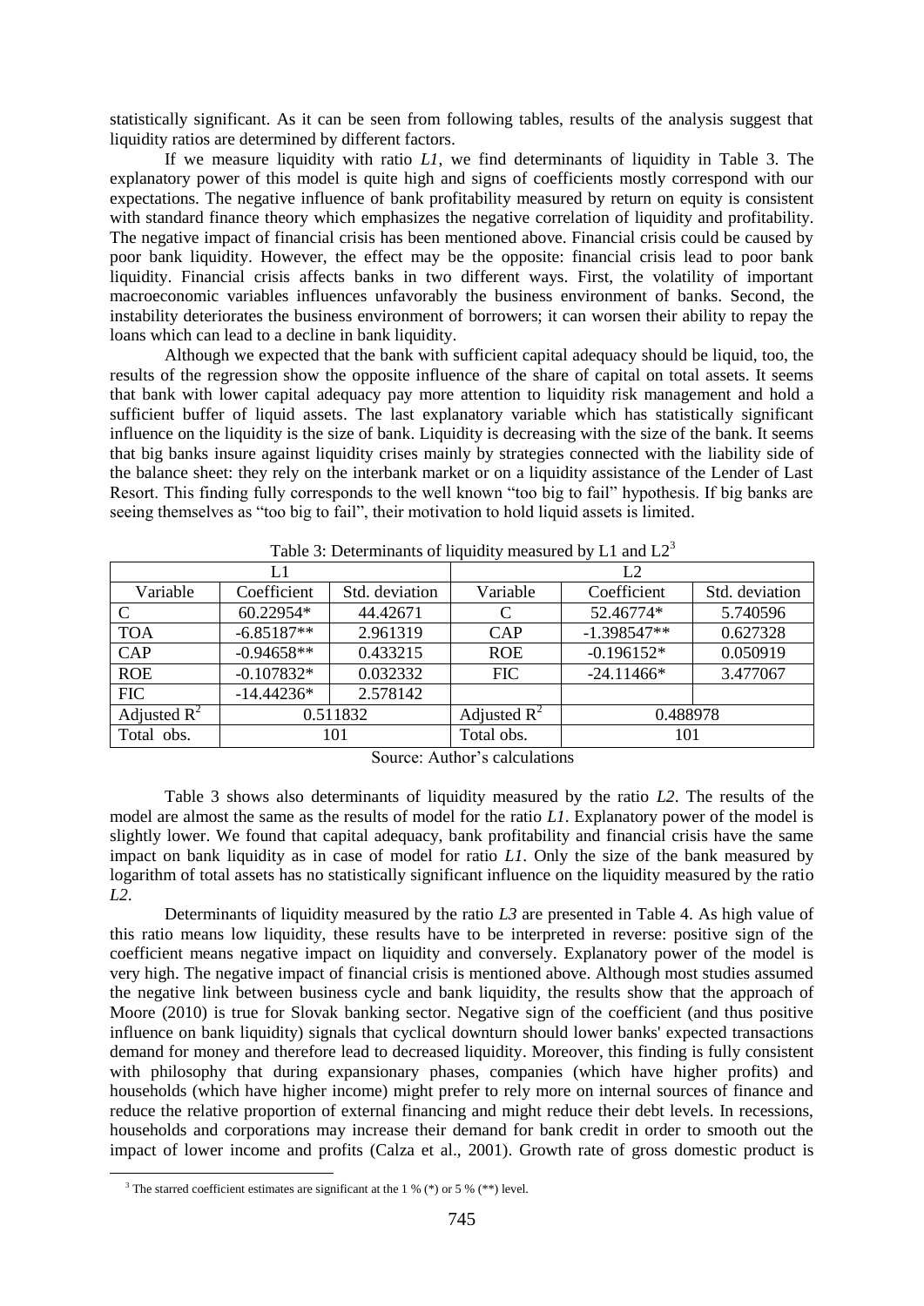statistically significant. As it can be seen from following tables, results of the analysis suggest that liquidity ratios are determined by different factors.

If we measure liquidity with ratio *L1*, we find determinants of liquidity in Table 3. The explanatory power of this model is quite high and signs of coefficients mostly correspond with our expectations. The negative influence of bank profitability measured by return on equity is consistent with standard finance theory which emphasizes the negative correlation of liquidity and profitability. The negative impact of financial crisis has been mentioned above. Financial crisis could be caused by poor bank liquidity. However, the effect may be the opposite: financial crisis lead to poor bank liquidity. Financial crisis affects banks in two different ways. First, the volatility of important macroeconomic variables influences unfavorably the business environment of banks. Second, the instability deteriorates the business environment of borrowers; it can worsen their ability to repay the loans which can lead to a decline in bank liquidity.

Although we expected that the bank with sufficient capital adequacy should be liquid, too, the results of the regression show the opposite influence of the share of capital on total assets. It seems that bank with lower capital adequacy pay more attention to liquidity risk management and hold a sufficient buffer of liquid assets. The last explanatory variable which has statistically significant influence on the liquidity is the size of bank. Liquidity is decreasing with the size of the bank. It seems that big banks insure against liquidity crises mainly by strategies connected with the liability side of the balance sheet: they rely on the interbank market or on a liquidity assistance of the Lender of Last Resort. This finding fully corresponds to the well known "too big to fail" hypothesis. If big banks are seeing themselves as "too big to fail", their motivation to hold liquid assets is limited.

Table 3: Determinants of liquidity measured by L1 and L2[3]

| L1 | | | L2 | | |
|---|---|---|---|---|---|
| Variable | Coefficient | Std. deviation | Variable | Coefficient | Std. deviation |
| C | 60.22954* | 44.42671 | C | 52.46774* | 5.740596 |
| TOA | -6.85187** | 2.961319 | CAP | -1.398547** | 0.627328 |
| CAP | -0.94658** | 0.433215 | ROE | -0.196152* | 0.050919 |
| ROE | -0.107832* | 0.032332 | FIC | -24.11466* | 3.477067 |
| FIC | -14.44236* | 2.578142 | | | |
| Adjusted $R^2$ | 0.511832 | | Adjusted $R^2$ | 0.488978 | |
| Total obs. | 101 | | Total obs. | 101 | |

Source: Author's calculations

Table 3 shows also determinants of liquidity measured by the ratio *L2*. The results of the model are almost the same as the results of model for the ratio *L1*. Explanatory power of the model is slightly lower. We found that capital adequacy, bank profitability and financial crisis have the same impact on bank liquidity as in case of model for ratio *L1*. Only the size of the bank measured by logarithm of total assets has no statistically significant influence on the liquidity measured by the ratio *L2*.

Determinants of liquidity measured by the ratio *L3* are presented in Table 4. As high value of this ratio means low liquidity, these results have to be interpreted in reverse: positive sign of the coefficient means negative impact on liquidity and conversely. Explanatory power of the model is very high. The negative impact of financial crisis is mentioned above. Although most studies assumed the negative link between business cycle and bank liquidity, the results show that the approach of Moore (2010) is true for Slovak banking sector. Negative sign of the coefficient (and thus positive influence on bank liquidity) signals that cyclical downturn should lower banks' expected transactions demand for money and therefore lead to decreased liquidity. Moreover, this finding is fully consistent with philosophy that during expansionary phases, companies (which have higher profits) and households (which have higher income) might prefer to rely more on internal sources of finance and reduce the relative proportion of external financing and might reduce their debt levels. In recessions, households and corporations may increase their demand for bank credit in order to smooth out the impact of lower income and profits (Calza et al., 2001). Growth rate of gross domestic product is

[3] The starred coefficient estimates are significant at the 1 % (*) or 5 % (**) level.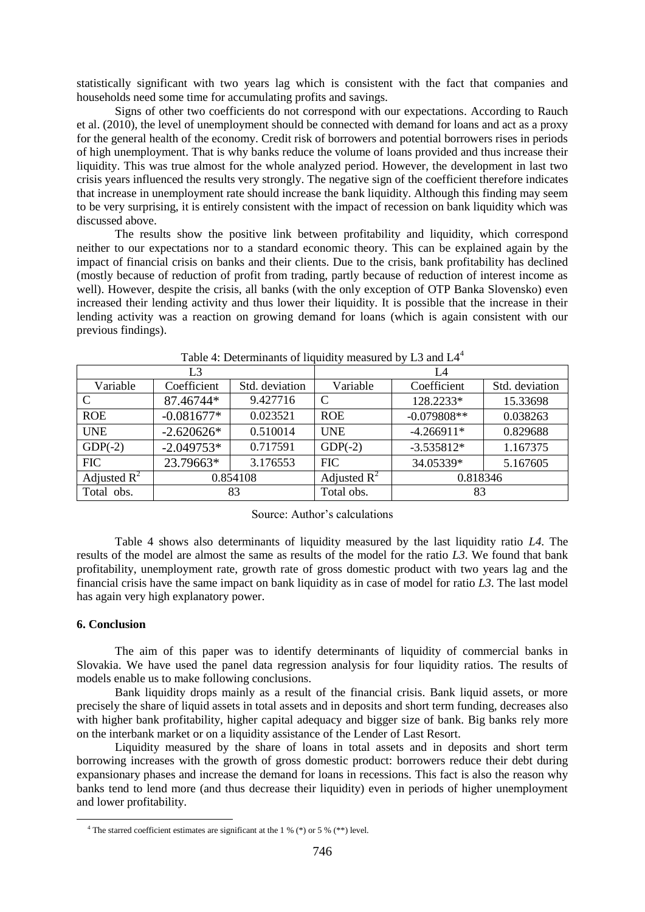statistically significant with two years lag which is consistent with the fact that companies and households need some time for accumulating profits and savings.

Signs of other two coefficients do not correspond with our expectations. According to Rauch et al. (2010), the level of unemployment should be connected with demand for loans and act as a proxy for the general health of the economy. Credit risk of borrowers and potential borrowers rises in periods of high unemployment. That is why banks reduce the volume of loans provided and thus increase their liquidity. This was true almost for the whole analyzed period. However, the development in last two crisis years influenced the results very strongly. The negative sign of the coefficient therefore indicates that increase in unemployment rate should increase the bank liquidity. Although this finding may seem to be very surprising, it is entirely consistent with the impact of recession on bank liquidity which was discussed above.

The results show the positive link between profitability and liquidity, which correspond neither to our expectations nor to a standard economic theory. This can be explained again by the impact of financial crisis on banks and their clients. Due to the crisis, bank profitability has declined (mostly because of reduction of profit from trading, partly because of reduction of interest income as well). However, despite the crisis, all banks (with the only exception of OTP Banka Slovensko) even increased their lending activity and thus lower their liquidity. It is possible that the increase in their lending activity was a reaction on growing demand for loans (which is again consistent with our previous findings).

Table 4: Determinants of liquidity measured by L3 and L4[4]

| L3 | | | L4 | | |
|---|---|---|---|---|---|
| Variable | Coefficient | Std. deviation | Variable | Coefficient | Std. deviation |
| C | 87.46744* | 9.427716 | C | 128.2233* | 15.33698 |
| ROE | -0.081677* | 0.023521 | ROE | -0.079808** | 0.038263 |
| UNE | -2.620626* | 0.510014 | UNE | -4.266911* | 0.829688 |
| GDP(-2) | -2.049753* | 0.717591 | GDP(-2) | -3.535812* | 1.167375 |
| FIC | 23.79663* | 3.176553 | FIC | 34.05339* | 5.167605 |
| Adjusted $R^2$ | 0.854108 | | Adjusted $R^2$ | 0.818346 | |
| Total obs. | 83 | | Total obs. | 83 | |

Source: Author's calculations

Table 4 shows also determinants of liquidity measured by the last liquidity ratio *L4*. The results of the model are almost the same as results of the model for the ratio *L3*. We found that bank profitability, unemployment rate, growth rate of gross domestic product with two years lag and the financial crisis have the same impact on bank liquidity as in case of model for ratio *L3*. The last model has again very high explanatory power.

## 6. Conclusion

The aim of this paper was to identify determinants of liquidity of commercial banks in Slovakia. We have used the panel data regression analysis for four liquidity ratios. The results of models enable us to make following conclusions.

Bank liquidity drops mainly as a result of the financial crisis. Bank liquid assets, or more precisely the share of liquid assets in total assets and in deposits and short term funding, decreases also with higher bank profitability, higher capital adequacy and bigger size of bank. Big banks rely more on the interbank market or on a liquidity assistance of the Lender of Last Resort.

Liquidity measured by the share of loans in total assets and in deposits and short term borrowing increases with the growth of gross domestic product: borrowers reduce their debt during expansionary phases and increase the demand for loans in recessions. This fact is also the reason why banks tend to lend more (and thus decrease their liquidity) even in periods of higher unemployment and lower profitability.

[4] The starred coefficient estimates are significant at the 1 % (*) or 5 % (**) level.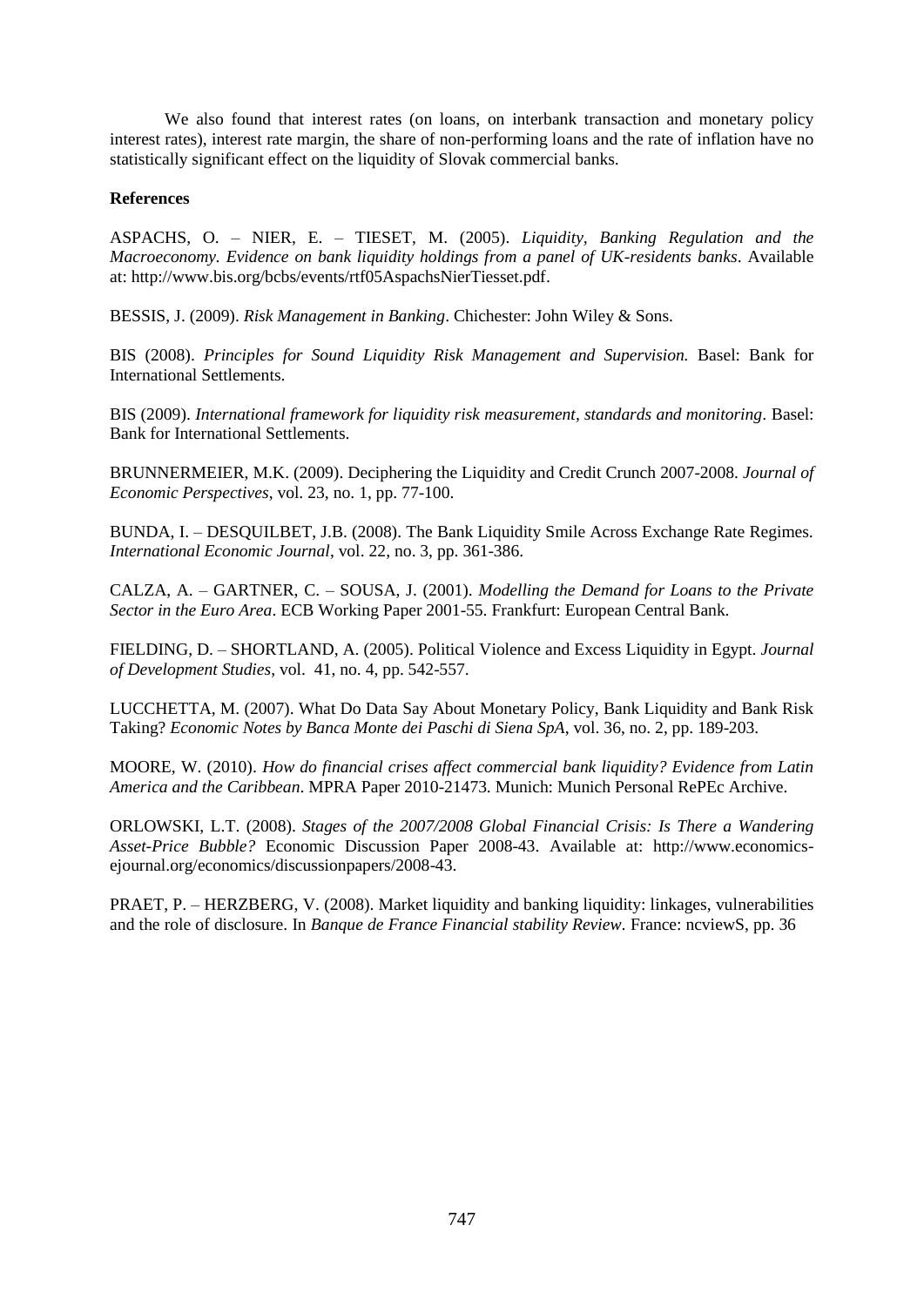We also found that interest rates (on loans, on interbank transaction and monetary policy interest rates), interest rate margin, the share of non-performing loans and the rate of inflation have no statistically significant effect on the liquidity of Slovak commercial banks.

**References**

ASPACHS, O. – NIER, E. – TIESET, M. (2005). *Liquidity, Banking Regulation and the Macroeconomy. Evidence on bank liquidity holdings from a panel of UK-residents banks*. Available at: http://www.bis.org/bcbs/events/rtf05AspachsNierTiesset.pdf.

BESSIS, J. (2009). *Risk Management in Banking*. Chichester: John Wiley & Sons.

BIS (2008). *Principles for Sound Liquidity Risk Management and Supervision.* Basel: Bank for International Settlements.

BIS (2009). *International framework for liquidity risk measurement, standards and monitoring*. Basel: Bank for International Settlements.

BRUNNERMEIER, M.K. (2009). Deciphering the Liquidity and Credit Crunch 2007-2008. *Journal of Economic Perspectives*, vol. 23, no. 1, pp. 77-100.

BUNDA, I. – DESQUILBET, J.B. (2008). The Bank Liquidity Smile Across Exchange Rate Regimes. *International Economic Journal*, vol. 22, no. 3, pp. 361-386.

CALZA, A. – GARTNER, C. – SOUSA, J. (2001). *Modelling the Demand for Loans to the Private Sector in the Euro Area*. ECB Working Paper 2001-55. Frankfurt: European Central Bank.

FIELDING, D. – SHORTLAND, A. (2005). Political Violence and Excess Liquidity in Egypt. *Journal of Development Studies*, vol. 41, no. 4, pp. 542-557.

LUCCHETTA, M. (2007). What Do Data Say About Monetary Policy, Bank Liquidity and Bank Risk Taking? *Economic Notes by Banca Monte dei Paschi di Siena SpA*, vol. 36, no. 2, pp. 189-203.

MOORE, W. (2010). *How do financial crises affect commercial bank liquidity? Evidence from Latin America and the Caribbean*. MPRA Paper 2010-21473. Munich: Munich Personal RePEc Archive.

ORLOWSKI, L.T. (2008). *Stages of the 2007/2008 Global Financial Crisis: Is There a Wandering Asset-Price Bubble?* Economic Discussion Paper 2008-43. Available at: http://www.economics-ejournal.org/economics/discussionpapers/2008-43.

PRAET, P. – HERZBERG, V. (2008). Market liquidity and banking liquidity: linkages, vulnerabilities and the role of disclosure. In *Banque de France Financial stability Review*. France: ncviewS, pp. 36